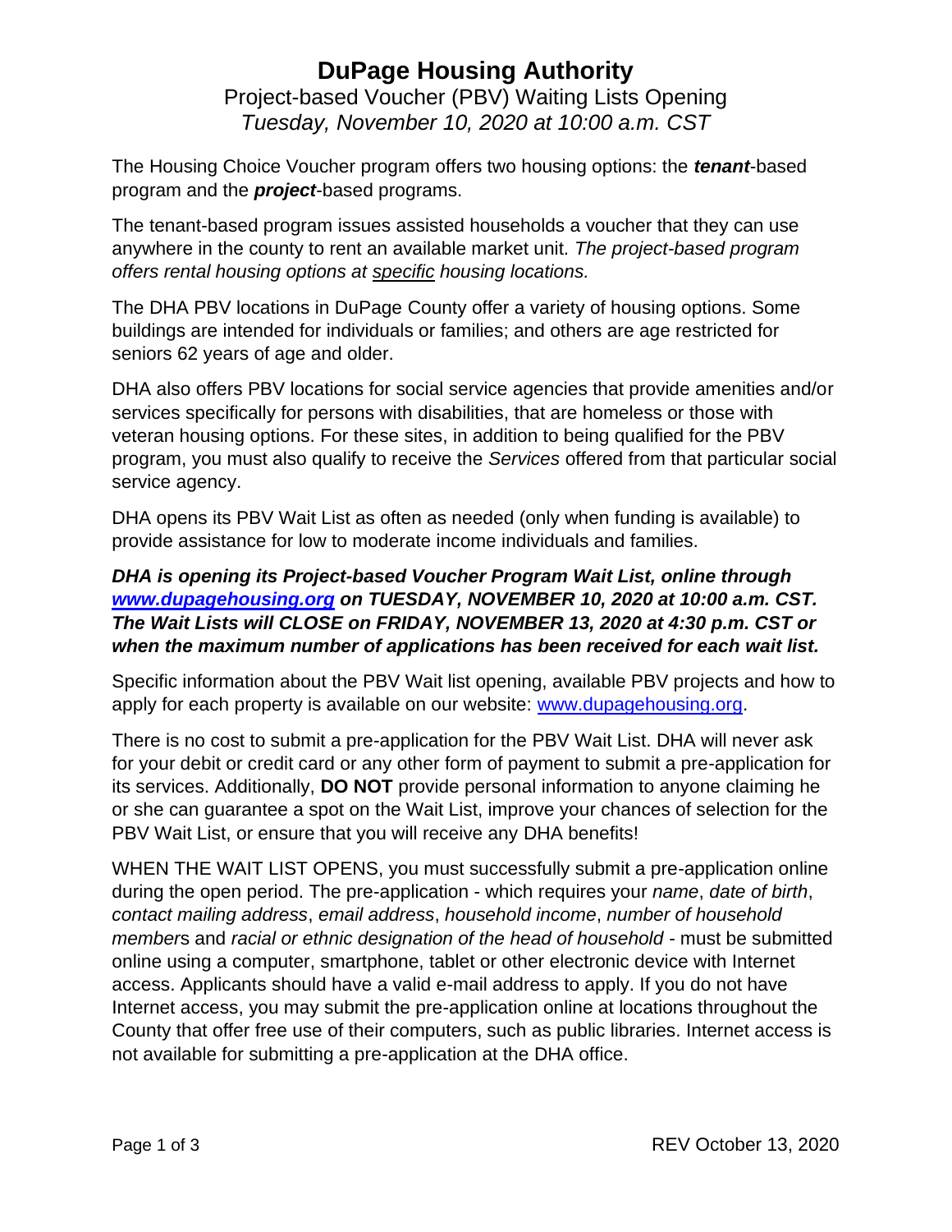# DuPage Housing Authority

Project-based Voucher (PBV) Waiting Lists Opening

*Tuesday, November 10, 2020 at 10:00 a.m. CST*

The Housing Choice Voucher program offers two housing options: the ***tenant***-based program and the ***project***-based programs.

The tenant-based program issues assisted households a voucher that they can use anywhere in the county to rent an available market unit. *The project-based program offers rental housing options at specific housing locations.*

The DHA PBV locations in DuPage County offer a variety of housing options. Some buildings are intended for individuals or families; and others are age restricted for seniors 62 years of age and older.

DHA also offers PBV locations for social service agencies that provide amenities and/or services specifically for persons with disabilities, that are homeless or those with veteran housing options. For these sites, in addition to being qualified for the PBV program, you must also qualify to receive the *Services* offered from that particular social service agency.

DHA opens its PBV Wait List as often as needed (only when funding is available) to provide assistance for low to moderate income individuals and families.

***DHA is opening its Project-based Voucher Program Wait List, online through [www.dupagehousing.org](http://www.dupagehousing.org) on TUESDAY, NOVEMBER 10, 2020 at 10:00 a.m. CST. The Wait Lists will CLOSE on FRIDAY, NOVEMBER 13, 2020 at 4:30 p.m. CST or when the maximum number of applications has been received for each wait list.***

Specific information about the PBV Wait list opening, available PBV projects and how to apply for each property is available on our website: [www.dupagehousing.org](http://www.dupagehousing.org).

There is no cost to submit a pre-application for the PBV Wait List. DHA will never ask for your debit or credit card or any other form of payment to submit a pre-application for its services. Additionally, **DO NOT** provide personal information to anyone claiming he or she can guarantee a spot on the Wait List, improve your chances of selection for the PBV Wait List, or ensure that you will receive any DHA benefits!

WHEN THE WAIT LIST OPENS, you must successfully submit a pre-application online during the open period. The pre-application - which requires your *name*, *date of birth*, *contact mailing address*, *email address*, *household income*, *number of household members* and *racial or ethnic designation of the head of household* - must be submitted online using a computer, smartphone, tablet or other electronic device with Internet access. Applicants should have a valid e-mail address to apply. If you do not have Internet access, you may submit the pre-application online at locations throughout the County that offer free use of their computers, such as public libraries. Internet access is not available for submitting a pre-application at the DHA office.

REV October 13, 2020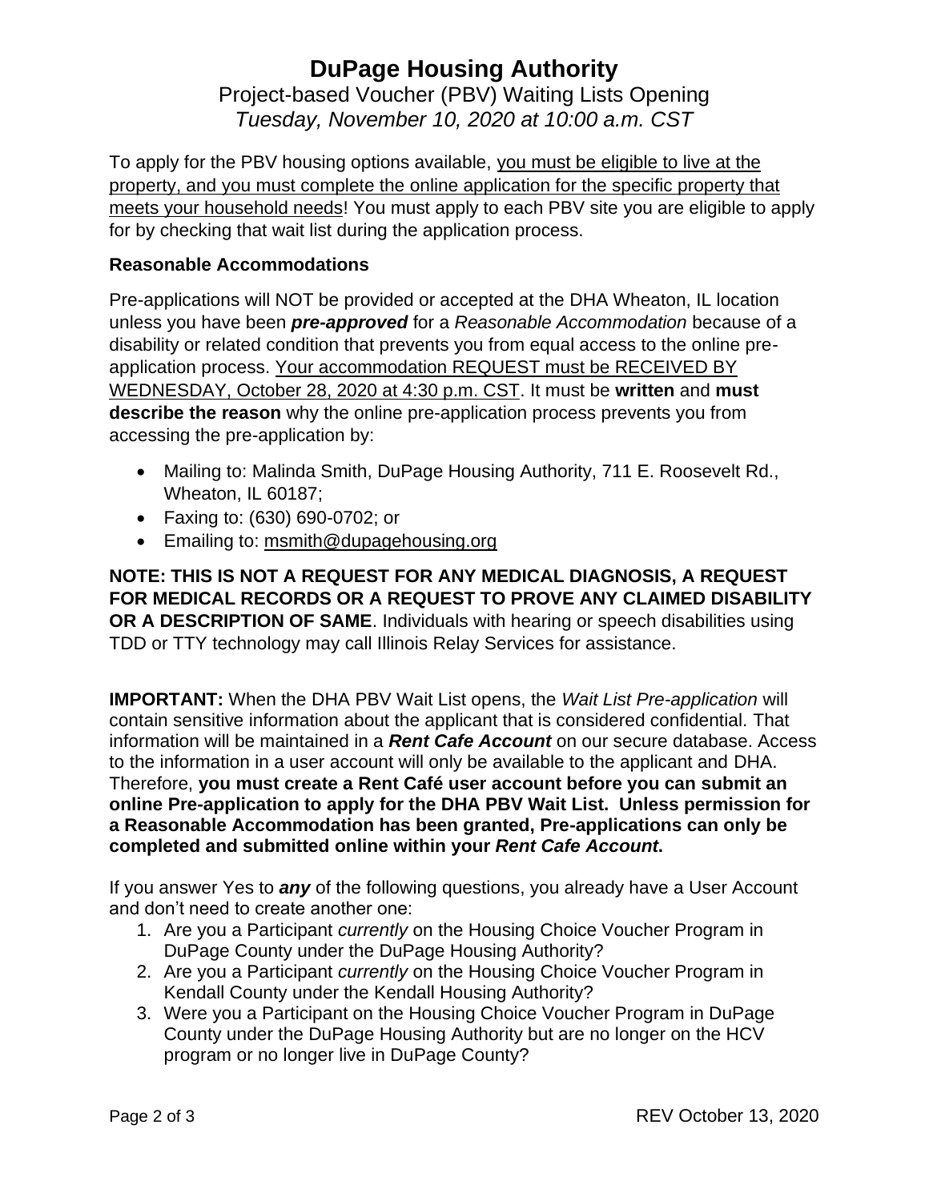# DuPage Housing Authority

Project-based Voucher (PBV) Waiting Lists Opening

*Tuesday, November 10, 2020 at 10:00 a.m. CST*

To apply for the PBV housing options available, <u>you must be eligible to live at the property, and you must complete the online application for the specific property that meets your household needs</u>! You must apply to each PBV site you are eligible to apply for by checking that wait list during the application process.

**Reasonable Accommodations**

Pre-applications will NOT be provided or accepted at the DHA Wheaton, IL location unless you have been ***pre-approved*** for a *Reasonable Accommodation* because of a disability or related condition that prevents you from equal access to the online pre-application process. <u>Your accommodation REQUEST must be RECEIVED BY WEDNESDAY, October 28, 2020 at 4:30 p.m. CST</u>. It must be **written** and **must describe the reason** why the online pre-application process prevents you from accessing the pre-application by:

- Mailing to: Malinda Smith, DuPage Housing Authority, 711 E. Roosevelt Rd., Wheaton, IL 60187;
- Faxing to: (630) 690-0702; or
- Emailing to: msmith@dupagehousing.org

**NOTE: THIS IS NOT A REQUEST FOR ANY MEDICAL DIAGNOSIS, A REQUEST FOR MEDICAL RECORDS OR A REQUEST TO PROVE ANY CLAIMED DISABILITY OR A DESCRIPTION OF SAME**. Individuals with hearing or speech disabilities using TDD or TTY technology may call Illinois Relay Services for assistance.

**IMPORTANT:** When the DHA PBV Wait List opens, the *Wait List Pre-application* will contain sensitive information about the applicant that is considered confidential. That information will be maintained in a ***Rent Cafe Account*** on our secure database. Access to the information in a user account will only be available to the applicant and DHA. Therefore, **you must create a Rent Café user account before you can submit an online Pre-application to apply for the DHA PBV Wait List. Unless permission for a Reasonable Accommodation has been granted, Pre-applications can only be completed and submitted online within your *Rent Cafe Account*.**

If you answer Yes to ***any*** of the following questions, you already have a User Account and don't need to create another one:

1. Are you a Participant *currently* on the Housing Choice Voucher Program in DuPage County under the DuPage Housing Authority?
2. Are you a Participant *currently* on the Housing Choice Voucher Program in Kendall County under the Kendall Housing Authority?
3. Were you a Participant on the Housing Choice Voucher Program in DuPage County under the DuPage Housing Authority but are no longer on the HCV program or no longer live in DuPage County?

REV October 13, 2020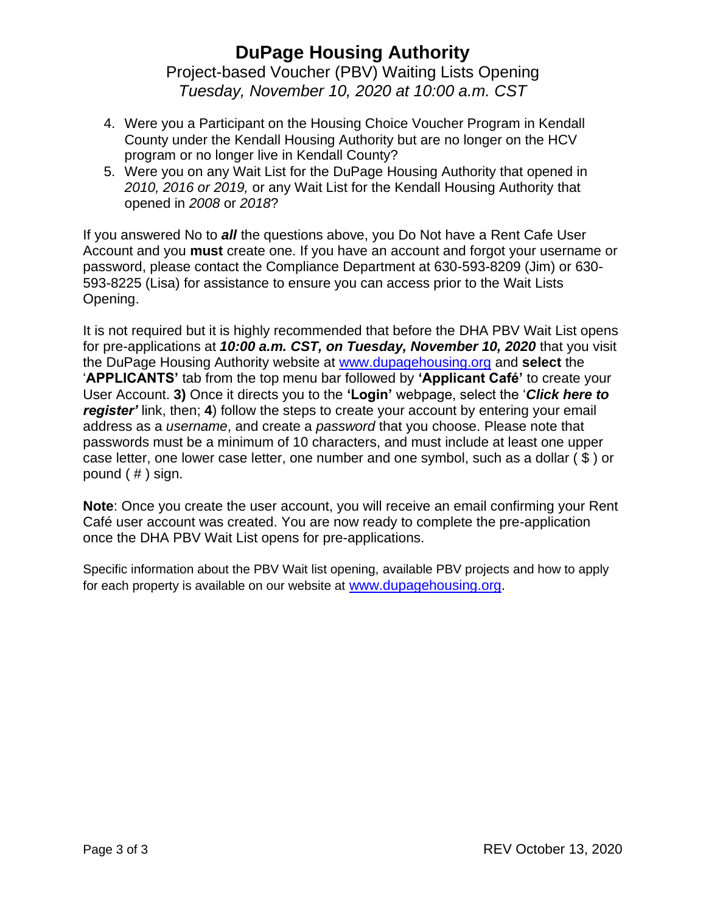# DuPage Housing Authority

Project-based Voucher (PBV) Waiting Lists Opening
*Tuesday, November 10, 2020 at 10:00 a.m. CST*

4. Were you a Participant on the Housing Choice Voucher Program in Kendall County under the Kendall Housing Authority but are no longer on the HCV program or no longer live in Kendall County?
5. Were you on any Wait List for the DuPage Housing Authority that opened in *2010, 2016 or 2019,* or any Wait List for the Kendall Housing Authority that opened in *2008* or *2018*?

If you answered No to ***all*** the questions above, you Do Not have a Rent Cafe User Account and you **must** create one. If you have an account and forgot your username or password, please contact the Compliance Department at 630-593-8209 (Jim) or 630-593-8225 (Lisa) for assistance to ensure you can access prior to the Wait Lists Opening.

It is not required but it is highly recommended that before the DHA PBV Wait List opens for pre-applications at ***10:00 a.m. CST, on Tuesday, November 10, 2020*** that you visit the DuPage Housing Authority website at www.dupagehousing.org and **select** the '**APPLICANTS'** tab from the top menu bar followed by **'Applicant Café'** to create your User Account. **3)** Once it directs you to the **'Login'** webpage, select the '***Click here to register'*** link, then; **4**) follow the steps to create your account by entering your email address as a *username*, and create a *password* that you choose. Please note that passwords must be a minimum of 10 characters, and must include at least one upper case letter, one lower case letter, one number and one symbol, such as a dollar ( $ ) or pound ( # ) sign.

**Note**: Once you create the user account, you will receive an email confirming your Rent Café user account was created. You are now ready to complete the pre-application once the DHA PBV Wait List opens for pre-applications.

Specific information about the PBV Wait list opening, available PBV projects and how to apply for each property is available on our website at www.dupagehousing.org.

REV October 13, 2020